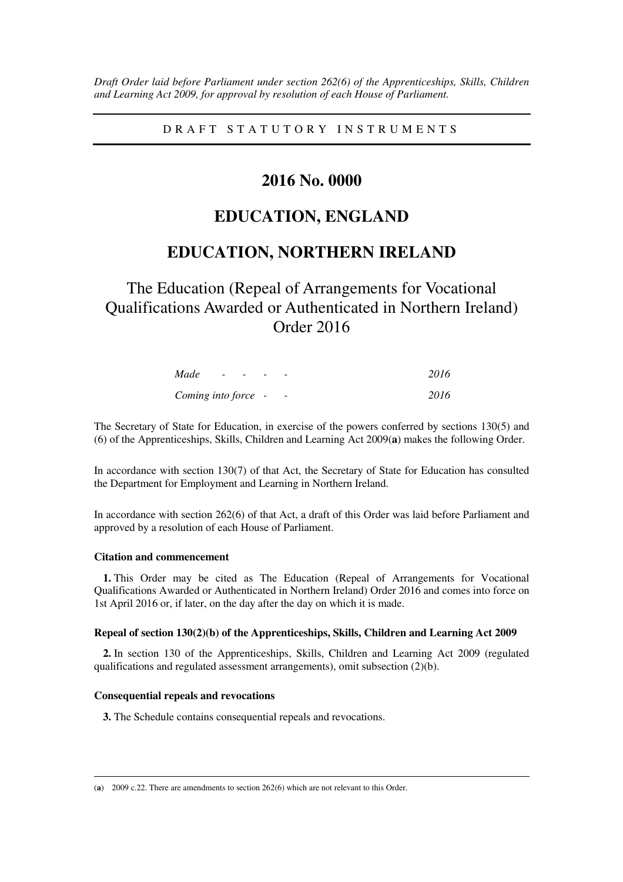*Draft Order laid before Parliament under section 262(6) of the Apprenticeships, Skills, Children and Learning Act 2009, for approval by resolution of each House of Parliament.*

---

DRAFT STATUTORY INSTRUMENTS

---

# 2016 No. 0000

# EDUCATION, ENGLAND

# EDUCATION, NORTHERN IRELAND

## The Education (Repeal of Arrangements for Vocational Qualifications Awarded or Authenticated in Northern Ireland) Order 2016

| | |
|---|---|
| *Made - - - - -* | *2016* |
| *Coming into force - -* | *2016* |

The Secretary of State for Education, in exercise of the powers conferred by sections 130(5) and (6) of the Apprenticeships, Skills, Children and Learning Act 2009(**a**) makes the following Order.

In accordance with section 130(7) of that Act, the Secretary of State for Education has consulted the Department for Employment and Learning in Northern Ireland.

In accordance with section 262(6) of that Act, a draft of this Order was laid before Parliament and approved by a resolution of each House of Parliament.

### Citation and commencement

**1.** This Order may be cited as The Education (Repeal of Arrangements for Vocational Qualifications Awarded or Authenticated in Northern Ireland) Order 2016 and comes into force on 1st April 2016 or, if later, on the day after the day on which it is made.

### Repeal of section 130(2)(b) of the Apprenticeships, Skills, Children and Learning Act 2009

**2.** In section 130 of the Apprenticeships, Skills, Children and Learning Act 2009 (regulated qualifications and regulated assessment arrangements), omit subsection (2)(b).

### Consequential repeals and revocations

**3.** The Schedule contains consequential repeals and revocations.

---

(**a**) 2009 c.22. There are amendments to section 262(6) which are not relevant to this Order.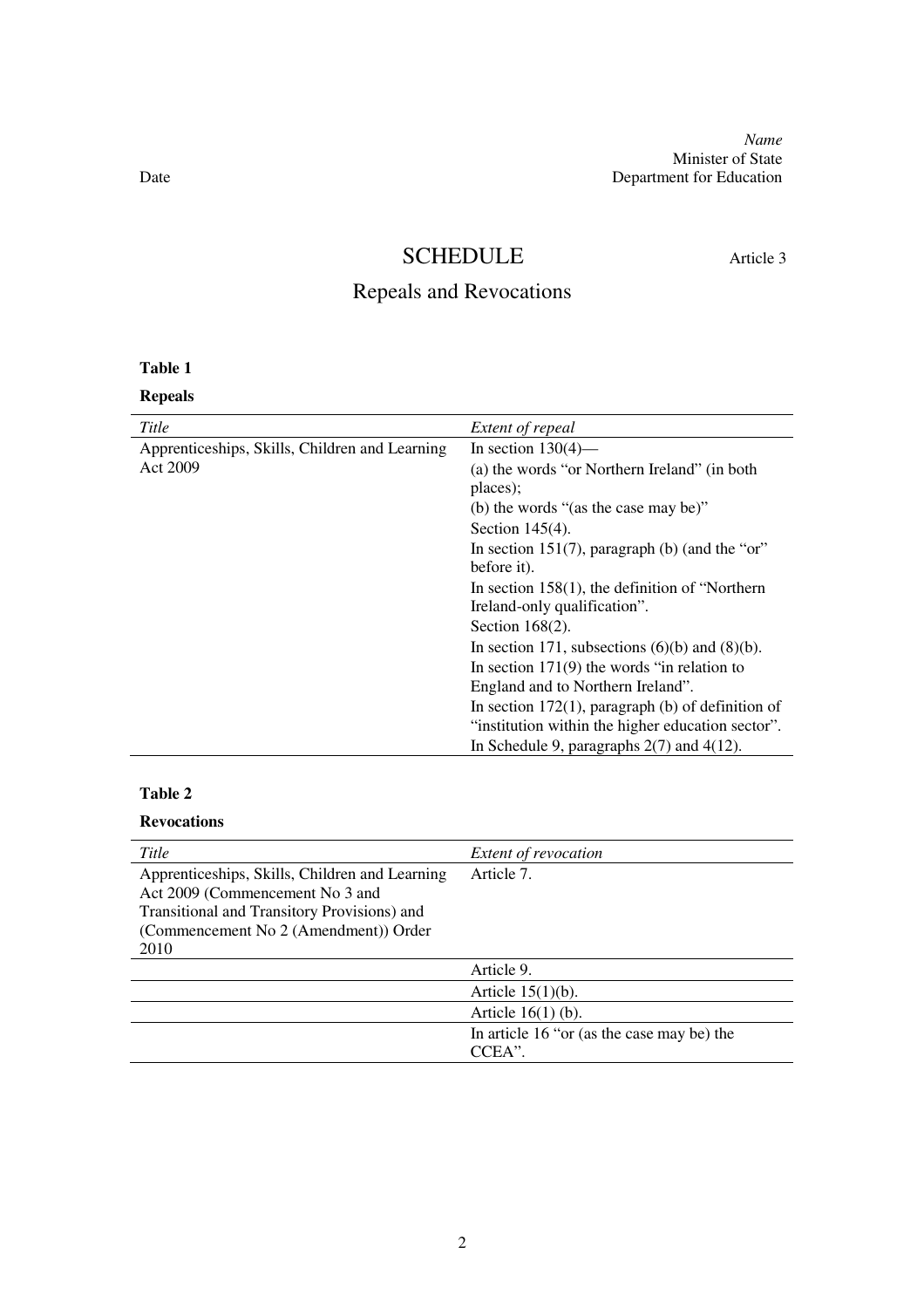*Name*
Minister of State
Date Department for Education

# SCHEDULE

Article 3

## Repeals and Revocations

**Table 1**

**Repeals**

| *Title* | *Extent of repeal* |
|---|---|
| Apprenticeships, Skills, Children and Learning Act 2009 | In section 130(4)—<br>(a) the words "or Northern Ireland" (in both places);<br>(b) the words "(as the case may be)"<br>Section 145(4).<br>In section 151(7), paragraph (b) (and the "or" before it).<br>In section 158(1), the definition of "Northern Ireland-only qualification".<br>Section 168(2).<br>In section 171, subsections (6)(b) and (8)(b).<br>In section 171(9) the words "in relation to England and to Northern Ireland".<br>In section 172(1), paragraph (b) of definition of "institution within the higher education sector".<br>In Schedule 9, paragraphs 2(7) and 4(12). |

**Table 2**

**Revocations**

| *Title* | *Extent of revocation* |
|---|---|
| Apprenticeships, Skills, Children and Learning Act 2009 (Commencement No 3 and Transitional and Transitory Provisions) and (Commencement No 2 (Amendment)) Order 2010 | Article 7. |
| | Article 9. |
| | Article 15(1)(b). |
| | Article 16(1) (b). |
| | In article 16 "or (as the case may be) the CCEA". |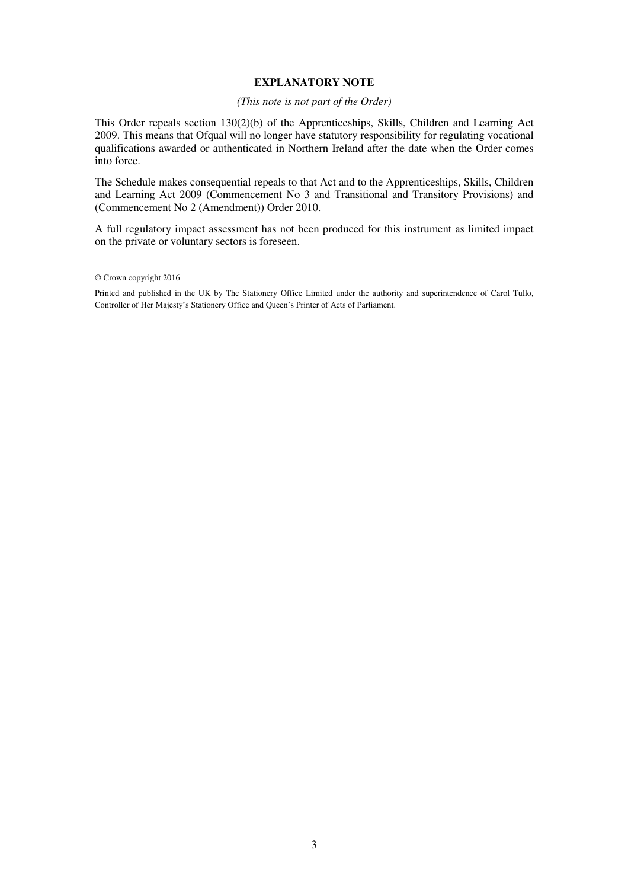## EXPLANATORY NOTE

*(This note is not part of the Order)*

This Order repeals section 130(2)(b) of the Apprenticeships, Skills, Children and Learning Act 2009. This means that Ofqual will no longer have statutory responsibility for regulating vocational qualifications awarded or authenticated in Northern Ireland after the date when the Order comes into force.

The Schedule makes consequential repeals to that Act and to the Apprenticeships, Skills, Children and Learning Act 2009 (Commencement No 3 and Transitional and Transitory Provisions) and (Commencement No 2 (Amendment)) Order 2010.

A full regulatory impact assessment has not been produced for this instrument as limited impact on the private or voluntary sectors is foreseen.

---

© Crown copyright 2016

Printed and published in the UK by The Stationery Office Limited under the authority and superintendence of Carol Tullo, Controller of Her Majesty's Stationery Office and Queen's Printer of Acts of Parliament.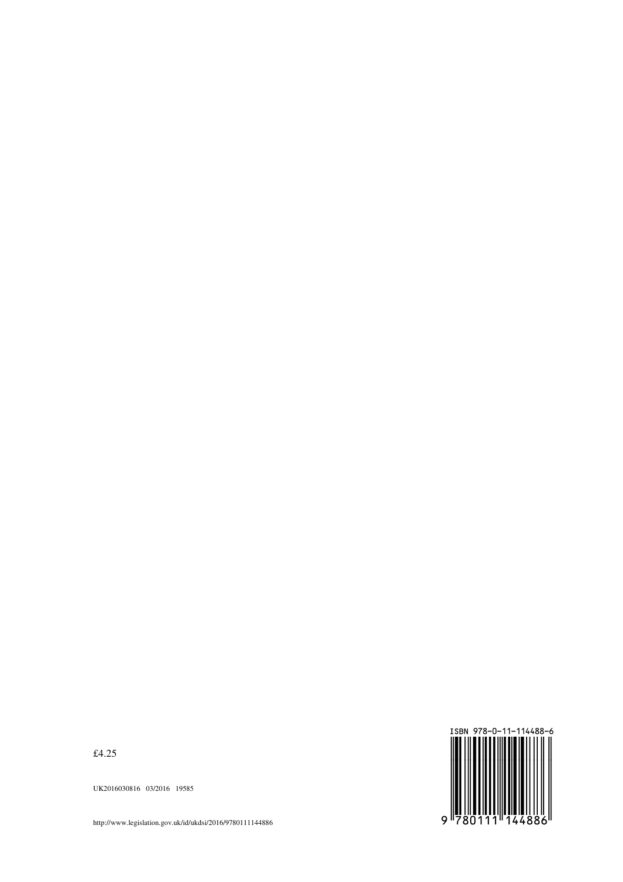£4.25

UK2016030816 03/2016 19585

http://www.legislation.gov.uk/id/ukdsi/2016/9780111144886

ISBN 978-0-11-114488-6

9 780111 144886